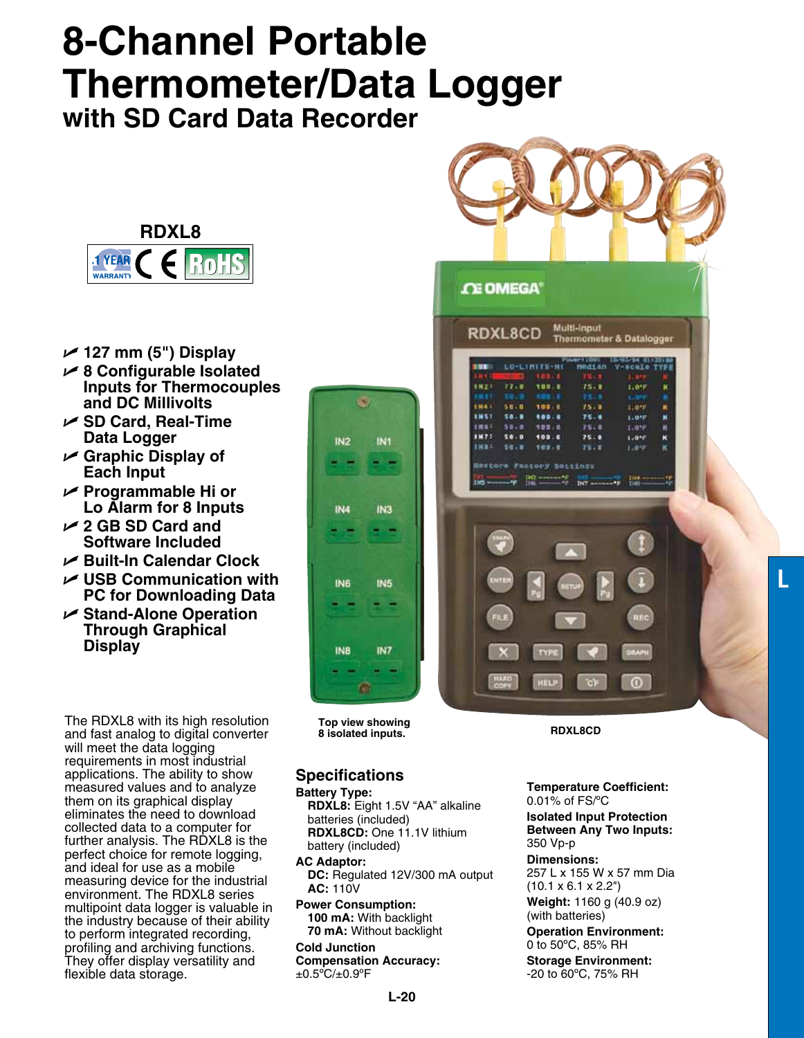# 8-Channel Portable Thermometer/Data Logger

## with SD Card Data Recorder

**RDXL8**

- 127 mm (5") Display
- 8 Configurable Isolated Inputs for Thermocouples and DC Millivolts
- SD Card, Real-Time Data Logger
- Graphic Display of Each Input
- Programmable Hi or Lo Alarm for 8 Inputs
- 2 GB SD Card and Software Included
- Built-In Calendar Clock
- USB Communication with PC for Downloading Data
- Stand-Alone Operation Through Graphical Display

The RDXL8 with its high resolution and fast analog to digital converter will meet the data logging requirements in most industrial applications. The ability to show measured values and to analyze them on its graphical display eliminates the need to download collected data to a computer for further analysis. The RDXL8 is the perfect choice for remote logging, and ideal for use as a mobile measuring device for the industrial environment. The RDXL8 series multipoint data logger is valuable in the industry because of their ability to perform integrated recording, profiling and archiving functions. They offer display versatility and flexible data storage.

Top view showing 8 isolated inputs.

RDXL8CD

## Specifications

**Battery Type:**
**RDXL8:** Eight 1.5V "AA" alkaline batteries (included)
**RDXL8CD:** One 11.1V lithium battery (included)

**AC Adaptor:**
**DC:** Regulated 12V/300 mA output
**AC:** 110V

**Power Consumption:**
**100 mA:** With backlight
**70 mA:** Without backlight

**Cold Junction Compensation Accuracy:** ±0.5ºC/±0.9ºF

**Temperature Coefficient:** 0.01% of FS/ºC

**Isolated Input Protection Between Any Two Inputs:** 350 Vp-p

**Dimensions:** 257 L x 155 W x 57 mm Dia (10.1 x 6.1 x 2.2")

**Weight:** 1160 g (40.9 oz) (with batteries)

**Operation Environment:** 0 to 50ºC, 85% RH

**Storage Environment:** -20 to 60ºC, 75% RH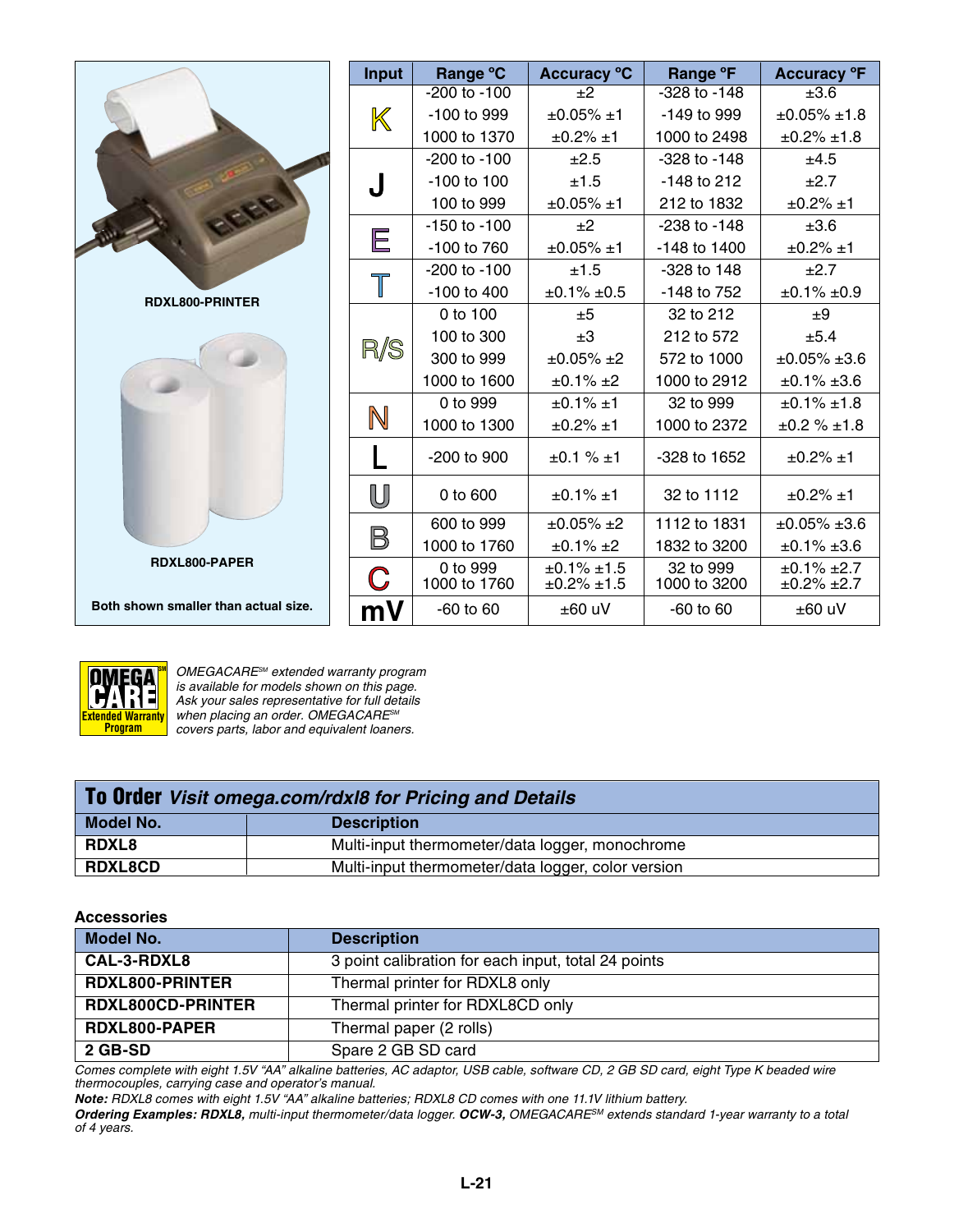RDXL800-PRINTER

RDXL800-PAPER

Both shown smaller than actual size.

| Input | Range °C | Accuracy °C | Range °F | Accuracy °F |
|---|---|---|---|---|
| K | -200 to -100 | ±2 | -328 to -148 | ±3.6 |
| | -100 to 999 | ±0.05% ±1 | -149 to 999 | ±0.05% ±1.8 |
| | 1000 to 1370 | ±0.2% ±1 | 1000 to 2498 | ±0.2% ±1.8 |
| J | -200 to -100 | ±2.5 | -328 to -148 | ±4.5 |
| | -100 to 100 | ±1.5 | -148 to 212 | ±2.7 |
| | 100 to 999 | ±0.05% ±1 | 212 to 1832 | ±0.2% ±1 |
| E | -150 to -100 | ±2 | -238 to -148 | ±3.6 |
| | -100 to 760 | ±0.05% ±1 | -148 to 1400 | ±0.2% ±1 |
| T | -200 to -100 | ±1.5 | -328 to 148 | ±2.7 |
| | -100 to 400 | ±0.1% ±0.5 | -148 to 752 | ±0.1% ±0.9 |
| R/S | 0 to 100 | ±5 | 32 to 212 | ±9 |
| | 100 to 300 | ±3 | 212 to 572 | ±5.4 |
| | 300 to 999 | ±0.05% ±2 | 572 to 1000 | ±0.05% ±3.6 |
| | 1000 to 1600 | ±0.1% ±2 | 1000 to 2912 | ±0.1% ±3.6 |
| N | 0 to 999 | ±0.1% ±1 | 32 to 999 | ±0.1% ±1.8 |
| | 1000 to 1300 | ±0.2% ±1 | 1000 to 2372 | ±0.2 % ±1.8 |
| L | -200 to 900 | ±0.1 % ±1 | -328 to 1652 | ±0.2% ±1 |
| U | 0 to 600 | ±0.1% ±1 | 32 to 1112 | ±0.2% ±1 |
| B | 600 to 999 | ±0.05% ±2 | 1112 to 1831 | ±0.05% ±3.6 |
| | 1000 to 1760 | ±0.1% ±2 | 1832 to 3200 | ±0.1% ±3.6 |
| C | 0 to 999 | ±0.1% ±1.5 | 32 to 999 | ±0.1% ±2.7 |
| | 1000 to 1760 | ±0.2% ±1.5 | 1000 to 3200 | ±0.2% ±2.7 |
| mV | -60 to 60 | ±60 uV | -60 to 60 | ±60 uV |

OMEGACARE Extended Warranty Program

*OMEGACARE℠ extended warranty program is available for models shown on this page. Ask your sales representative for full details when placing an order. OMEGACARE℠ covers parts, labor and equivalent loaners.*

## To Order *Visit omega.com/rdxl8 for Pricing and Details*

| Model No. | Description |
|---|---|
| RDXL8 | Multi-input thermometer/data logger, monochrome |
| RDXL8CD | Multi-input thermometer/data logger, color version |

### Accessories

| Model No. | Description |
|---|---|
| CAL-3-RDXL8 | 3 point calibration for each input, total 24 points |
| RDXL800-PRINTER | Thermal printer for RDXL8 only |
| RDXL800CD-PRINTER | Thermal printer for RDXL8CD only |
| RDXL800-PAPER | Thermal paper (2 rolls) |
| 2 GB-SD | Spare 2 GB SD card |

*Comes complete with eight 1.5V "AA" alkaline batteries, AC adaptor, USB cable, software CD, 2 GB SD card, eight Type K beaded wire thermocouples, carrying case and operator's manual.*

***Note:** RDXL8 comes with eight 1.5V "AA" alkaline batteries; RDXL8 CD comes with one 11.1V lithium battery.*

***Ordering Examples: RDXL8,** multi-input thermometer/data logger. **OCW-3,** OMEGACARE℠ extends standard 1-year warranty to a total of 4 years.*